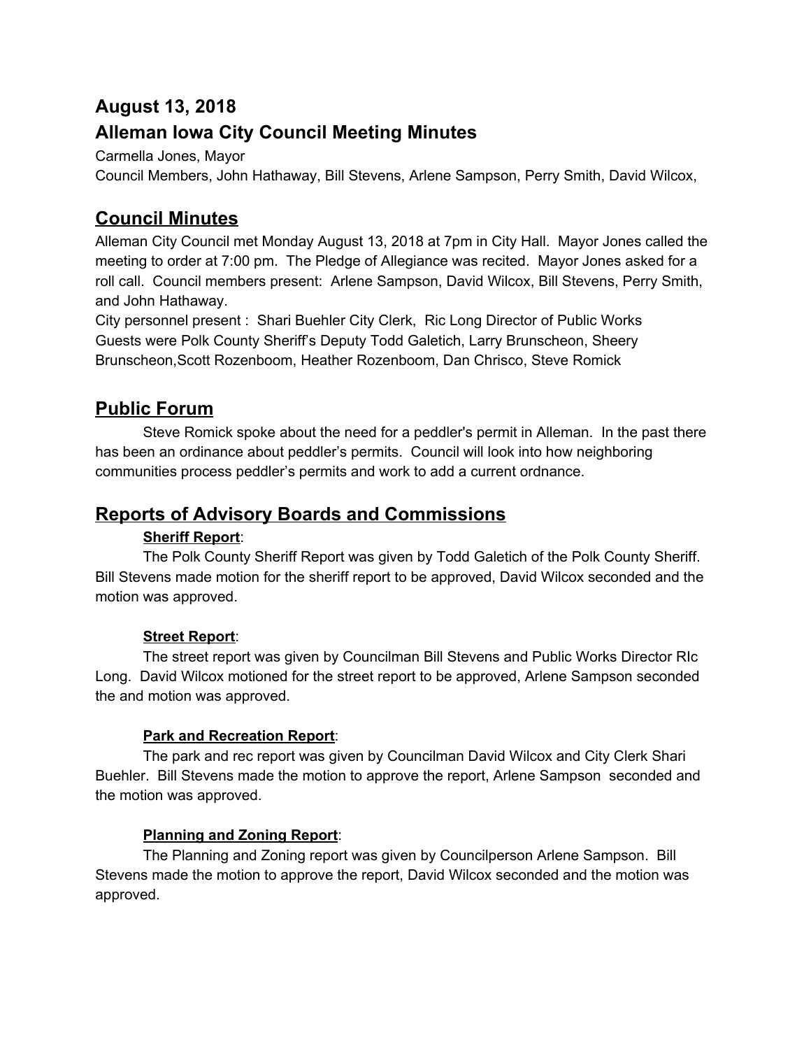## August 13, 2018
## Alleman Iowa City Council Meeting Minutes

Carmella Jones, Mayor
Council Members, John Hathaway, Bill Stevens, Arlene Sampson, Perry Smith, David Wilcox,

# Council Minutes

Alleman City Council met Monday August 13, 2018 at 7pm in City Hall. Mayor Jones called the meeting to order at 7:00 pm. The Pledge of Allegiance was recited. Mayor Jones asked for a roll call. Council members present: Arlene Sampson, David Wilcox, Bill Stevens, Perry Smith, and John Hathaway.
City personnel present : Shari Buehler City Clerk, Ric Long Director of Public Works
Guests were Polk County Sheriff's Deputy Todd Galetich, Larry Brunscheon, Sheery Brunscheon,Scott Rozenboom, Heather Rozenboom, Dan Chrisco, Steve Romick

# Public Forum

Steve Romick spoke about the need for a peddler's permit in Alleman. In the past there has been an ordinance about peddler's permits. Council will look into how neighboring communities process peddler's permits and work to add a current ordnance.

# Reports of Advisory Boards and Commissions

**Sheriff Report**:

The Polk County Sheriff Report was given by Todd Galetich of the Polk County Sheriff. Bill Stevens made motion for the sheriff report to be approved, David Wilcox seconded and the motion was approved.

**Street Report**:

The street report was given by Councilman Bill Stevens and Public Works Director RIc Long. David Wilcox motioned for the street report to be approved, Arlene Sampson seconded the and motion was approved.

**Park and Recreation Report**:

The park and rec report was given by Councilman David Wilcox and City Clerk Shari Buehler. Bill Stevens made the motion to approve the report, Arlene Sampson seconded and the motion was approved.

**Planning and Zoning Report**:

The Planning and Zoning report was given by Councilperson Arlene Sampson. Bill Stevens made the motion to approve the report, David Wilcox seconded and the motion was approved.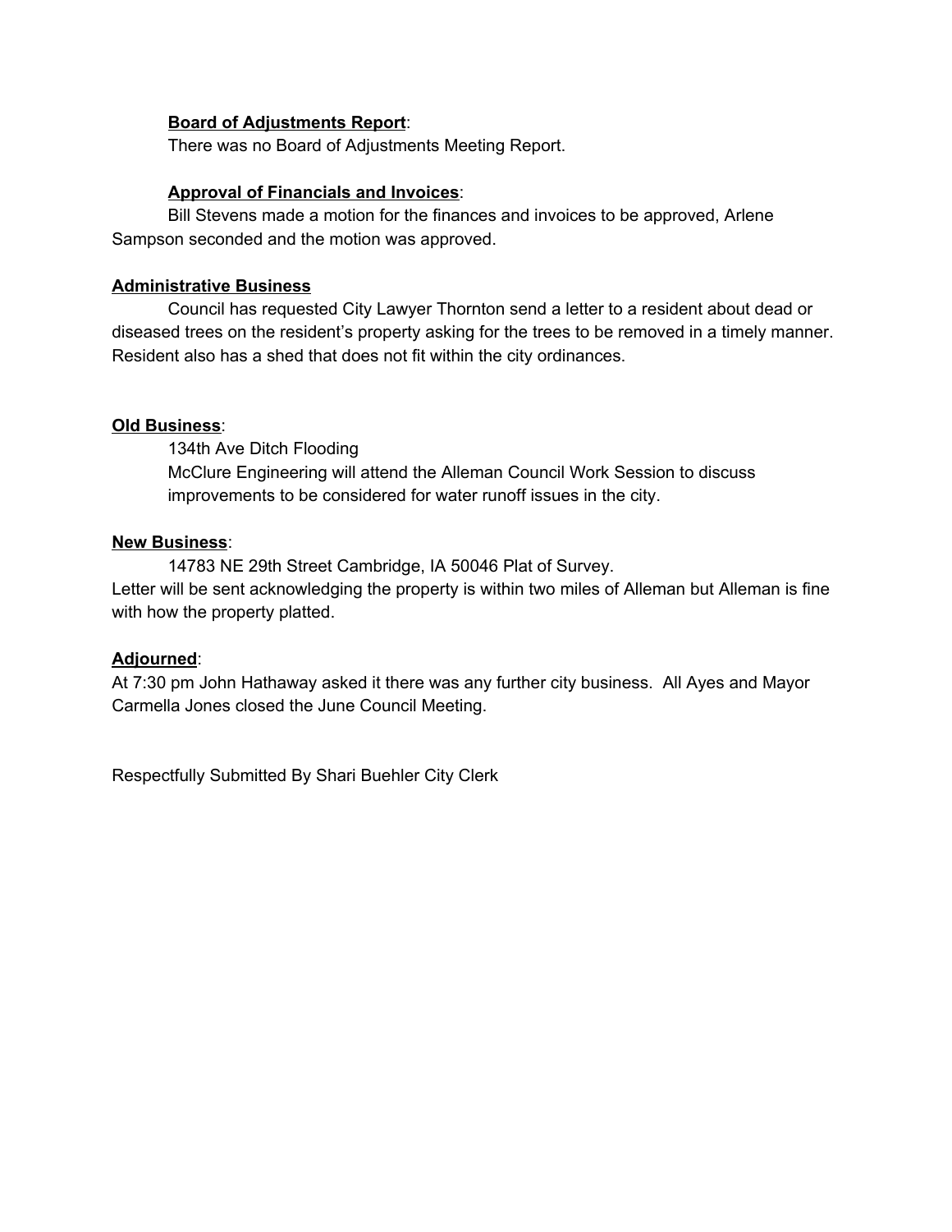**Board of Adjustments Report**:

There was no Board of Adjustments Meeting Report.

**Approval of Financials and Invoices**:

Bill Stevens made a motion for the finances and invoices to be approved, Arlene Sampson seconded and the motion was approved.

**Administrative Business**

Council has requested City Lawyer Thornton send a letter to a resident about dead or diseased trees on the resident's property asking for the trees to be removed in a timely manner. Resident also has a shed that does not fit within the city ordinances.

**Old Business**:

134th Ave Ditch Flooding

McClure Engineering will attend the Alleman Council Work Session to discuss improvements to be considered for water runoff issues in the city.

**New Business**:

14783 NE 29th Street Cambridge, IA 50046 Plat of Survey.

Letter will be sent acknowledging the property is within two miles of Alleman but Alleman is fine with how the property platted.

**Adjourned**:

At 7:30 pm John Hathaway asked it there was any further city business. All Ayes and Mayor Carmella Jones closed the June Council Meeting.

Respectfully Submitted By Shari Buehler City Clerk